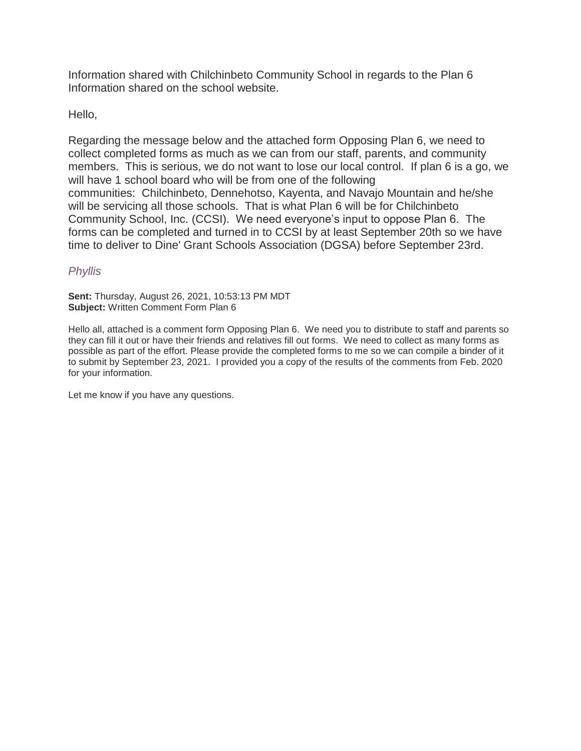Information shared with Chilchinbeto Community School in regards to the Plan 6 Information shared on the school website.

Hello,

Regarding the message below and the attached form Opposing Plan 6, we need to collect completed forms as much as we can from our staff, parents, and community members.  This is serious, we do not want to lose our local control.  If plan 6 is a go, we will have 1 school board who will be from one of the following communities:  Chilchinbeto, Dennehotso, Kayenta, and Navajo Mountain and he/she will be servicing all those schools.  That is what Plan 6 will be for Chilchinbeto Community School, Inc. (CCSI).  We need everyone's input to oppose Plan 6.  The forms can be completed and turned in to CCSI by at least September 20th so we have time to deliver to Dine' Grant Schools Association (DGSA) before September 23rd.

*Phyllis*

**Sent:** Thursday, August 26, 2021, 10:53:13 PM MDT
**Subject:** Written Comment Form Plan 6

Hello all, attached is a comment form Opposing Plan 6.  We need you to distribute to staff and parents so they can fill it out or have their friends and relatives fill out forms.  We need to collect as many forms as possible as part of the effort. Please provide the completed forms to me so we can compile a binder of it to submit by September 23, 2021.  I provided you a copy of the results of the comments from Feb. 2020 for your information.

Let me know if you have any questions.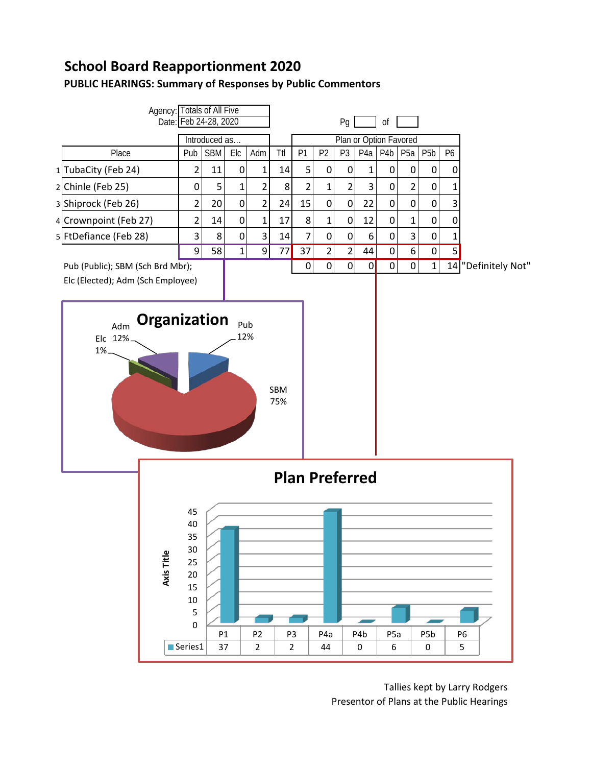# School Board Reapportionment 2020

**PUBLIC HEARINGS: Summary of Responses by Public Commentors**

Agency: Totals of All Five
Date: Feb 24-28, 2020

Pg ___ of ___

| | Place | Introduced as… | | | | | Plan or Option Favored | | | | | | | |
|---|---|---|---|---|---|---|---|---|---|---|---|---|---|---|
| | | Pub | SBM | Elc | Adm | Ttl | P1 | P2 | P3 | P4a | P4b | P5a | P5b | P6 |
| 1 | TubaCity (Feb 24) | 2 | 11 | 0 | 1 | 14 | 5 | 0 | 0 | 1 | 0 | 0 | 0 | 0 |
| 2 | Chinle (Feb 25) | 0 | 5 | 1 | 2 | 8 | 2 | 1 | 2 | 3 | 0 | 2 | 0 | 1 |
| 3 | Shiprock (Feb 26) | 2 | 20 | 0 | 2 | 24 | 15 | 0 | 0 | 22 | 0 | 0 | 0 | 3 |
| 4 | Crownpoint (Feb 27) | 2 | 14 | 0 | 1 | 17 | 8 | 1 | 0 | 12 | 0 | 1 | 0 | 0 |
| 5 | FtDefiance (Feb 28) | 3 | 8 | 0 | 3 | 14 | 7 | 0 | 0 | 6 | 0 | 3 | 0 | 1 |
| | | 9 | 58 | 1 | 9 | 77 | 37 | 2 | 2 | 44 | 0 | 6 | 0 | 5 |
| | "Definitely Not" | | | | | | 0 | 0 | 0 | 0 | 0 | 0 | 1 | 14 |

Pub (Public); SBM (Sch Brd Mbr);
Elc (Elected); Adm (Sch Employee)

**Organization**

Pub 12%, SBM 75%, Elc 1%, Adm 12%

**Plan Preferred**

| | P1 | P2 | P3 | P4a | P4b | P5a | P5b | P6 |
|---|---|---|---|---|---|---|---|---|
| Series1 | 37 | 2 | 2 | 44 | 0 | 6 | 0 | 5 |

Tallies kept by Larry Rodgers
Presentor of Plans at the Public Hearings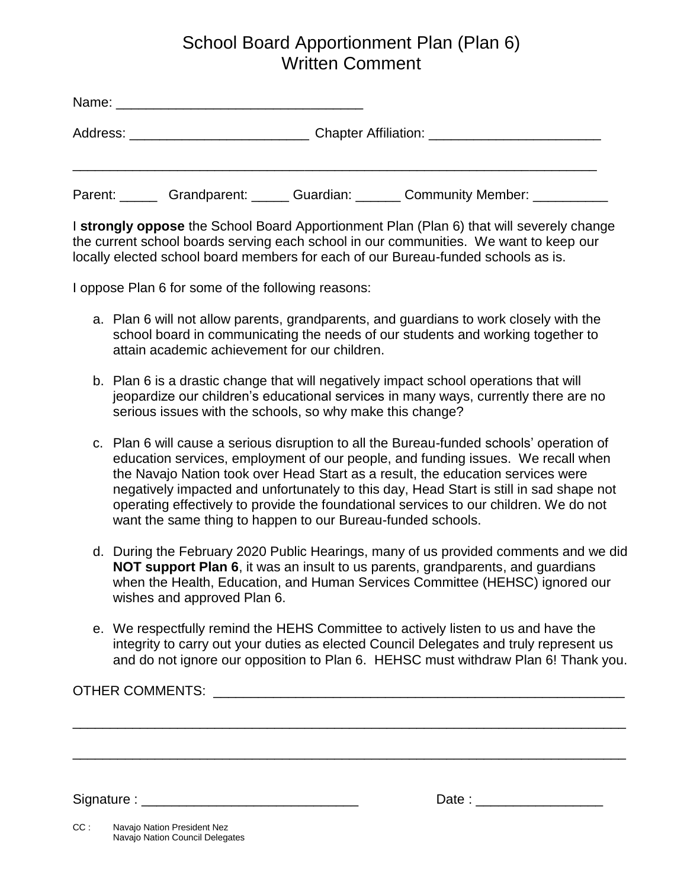# School Board Apportionment Plan (Plan 6)
# Written Comment

Name: _________________________________

Address: ________________________ Chapter Affiliation: ______________________

______________________________________________________________________

Parent: _____ Grandparent: _____ Guardian: ______ Community Member: __________

I **strongly oppose** the School Board Apportionment Plan (Plan 6) that will severely change the current school boards serving each school in our communities. We want to keep our locally elected school board members for each of our Bureau-funded schools as is.

I oppose Plan 6 for some of the following reasons:

a. Plan 6 will not allow parents, grandparents, and guardians to work closely with the school board in communicating the needs of our students and working together to attain academic achievement for our children.

b. Plan 6 is a drastic change that will negatively impact school operations that will jeopardize our children's educational services in many ways, currently there are no serious issues with the schools, so why make this change?

c. Plan 6 will cause a serious disruption to all the Bureau-funded schools' operation of education services, employment of our people, and funding issues. We recall when the Navajo Nation took over Head Start as a result, the education services were negatively impacted and unfortunately to this day, Head Start is still in sad shape not operating effectively to provide the foundational services to our children. We do not want the same thing to happen to our Bureau-funded schools.

d. During the February 2020 Public Hearings, many of us provided comments and we did **NOT support Plan 6**, it was an insult to us parents, grandparents, and guardians when the Health, Education, and Human Services Committee (HEHSC) ignored our wishes and approved Plan 6.

e. We respectfully remind the HEHS Committee to actively listen to us and have the integrity to carry out your duties as elected Council Delegates and truly represent us and do not ignore our opposition to Plan 6. HEHSC must withdraw Plan 6! Thank you.

OTHER COMMENTS: ________________________________________________________

______________________________________________________________________

______________________________________________________________________

Signature : _____________________________ Date : _________________

CC : Navajo Nation President Nez
Navajo Nation Council Delegates